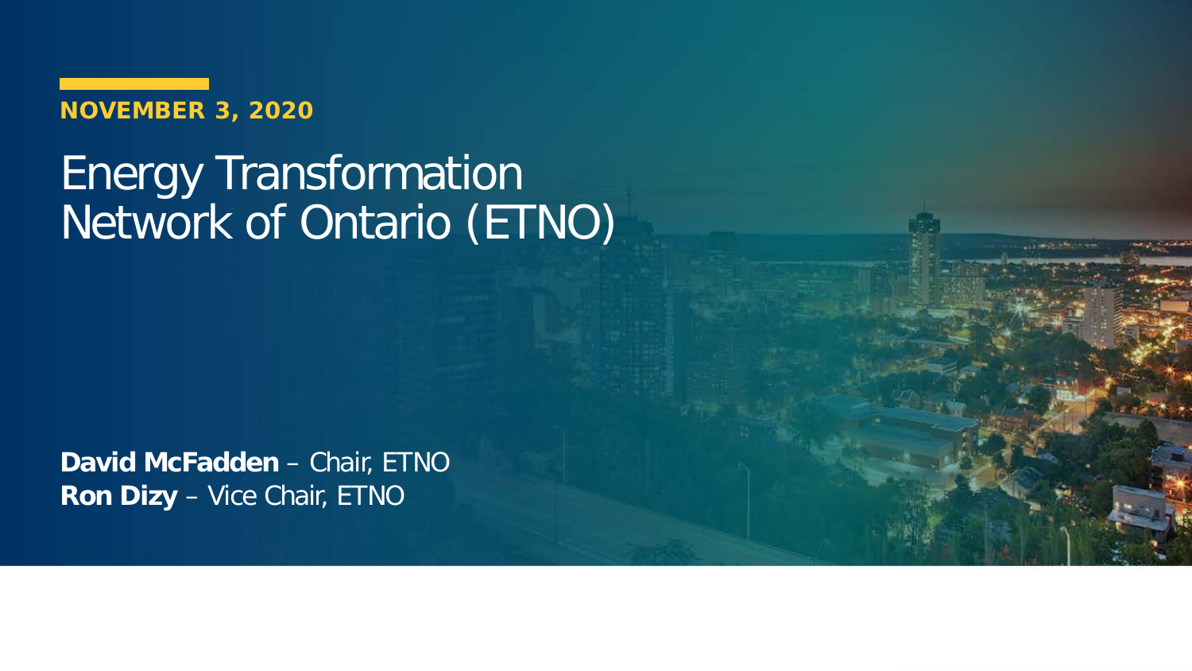**NOVEMBER 3, 2020**

# Energy Transformation Network of Ontario (ETNO)

**David McFadden** – Chair, ETNO
**Ron Dizy** – Vice Chair, ETNO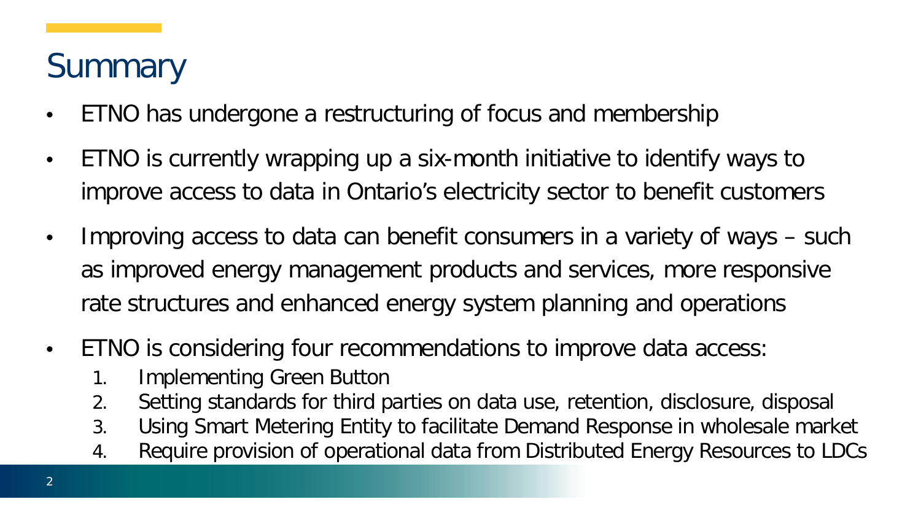# Summary

- ETNO has undergone a restructuring of focus and membership
- ETNO is currently wrapping up a six-month initiative to identify ways to improve access to data in Ontario's electricity sector to benefit customers
- Improving access to data can benefit consumers in a variety of ways – such as improved energy management products and services, more responsive rate structures and enhanced energy system planning and operations
- ETNO is considering four recommendations to improve data access:
  1. Implementing Green Button
  2. Setting standards for third parties on data use, retention, disclosure, disposal
  3. Using Smart Metering Entity to facilitate Demand Response in wholesale market
  4. Require provision of operational data from Distributed Energy Resources to LDCs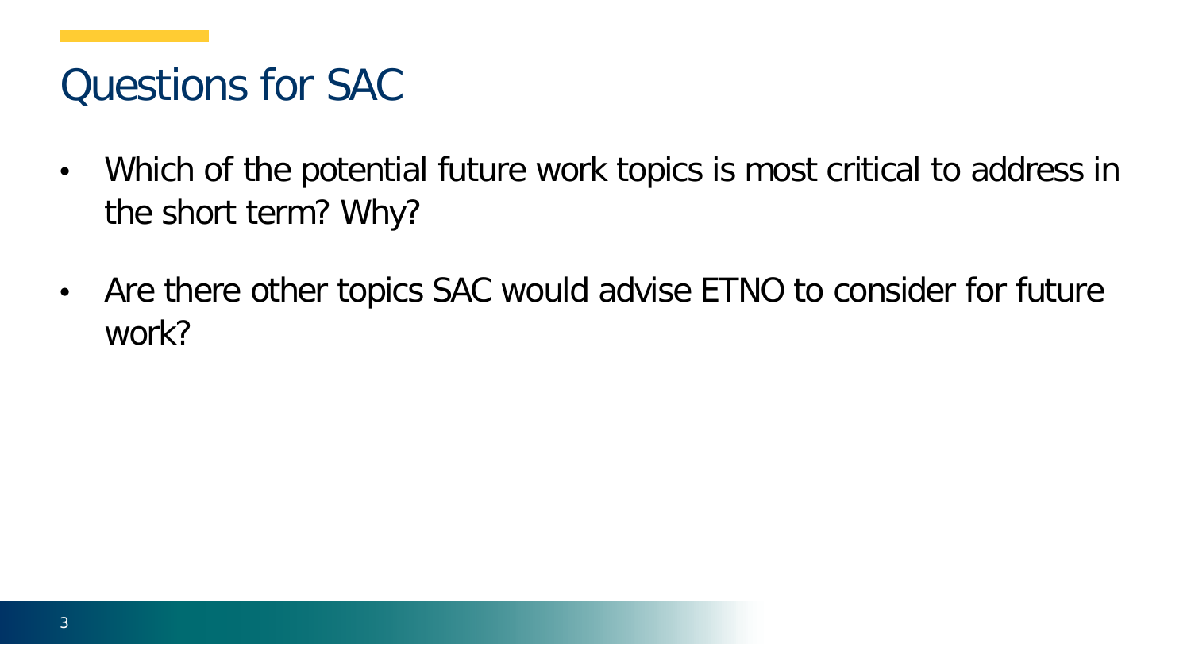# Questions for SAC

- Which of the potential future work topics is most critical to address in the short term? Why?
- Are there other topics SAC would advise ETNO to consider for future work?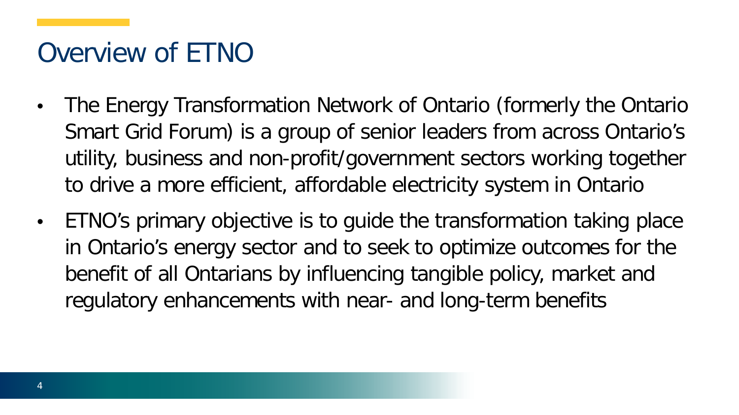# Overview of ETNO

- The Energy Transformation Network of Ontario (formerly the Ontario Smart Grid Forum) is a group of senior leaders from across Ontario's utility, business and non-profit/government sectors working together to drive a more efficient, affordable electricity system in Ontario
- ETNO's primary objective is to guide the transformation taking place in Ontario's energy sector and to seek to optimize outcomes for the benefit of all Ontarians by influencing tangible policy, market and regulatory enhancements with near- and long-term benefits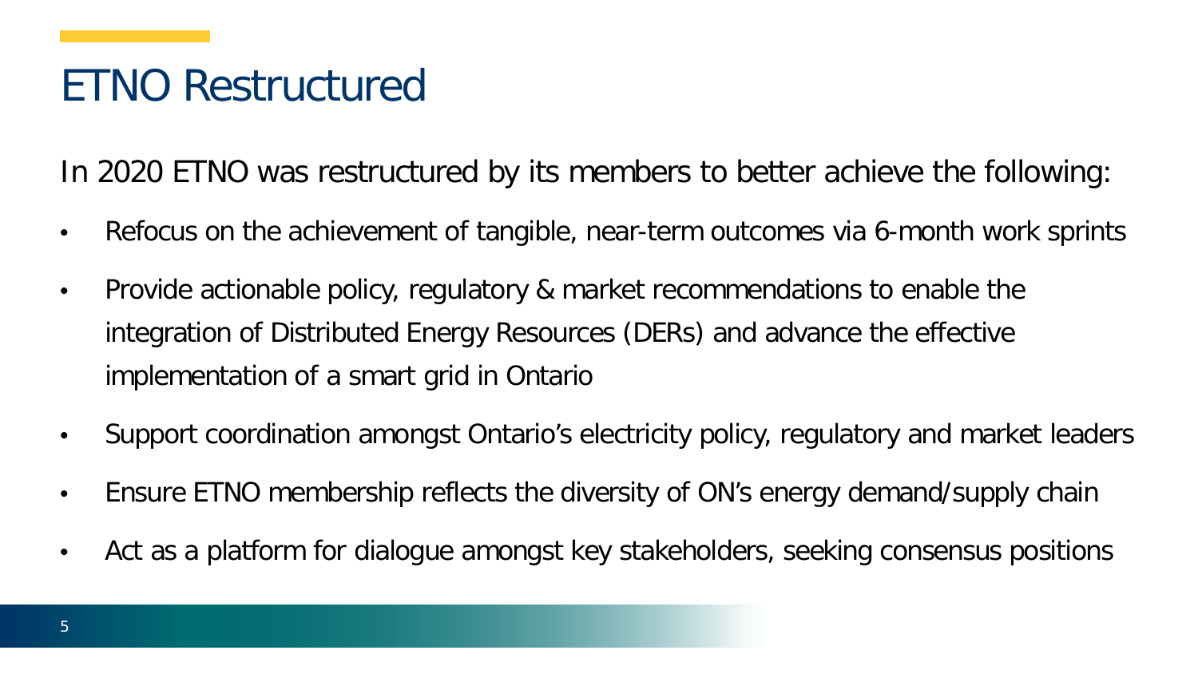# ETNO Restructured

In 2020 ETNO was restructured by its members to better achieve the following:

- Refocus on the achievement of tangible, near-term outcomes via 6-month work sprints
- Provide actionable policy, regulatory & market recommendations to enable the integration of Distributed Energy Resources (DERs) and advance the effective implementation of a smart grid in Ontario
- Support coordination amongst Ontario's electricity policy, regulatory and market leaders
- Ensure ETNO membership reflects the diversity of ON's energy demand/supply chain
- Act as a platform for dialogue amongst key stakeholders, seeking consensus positions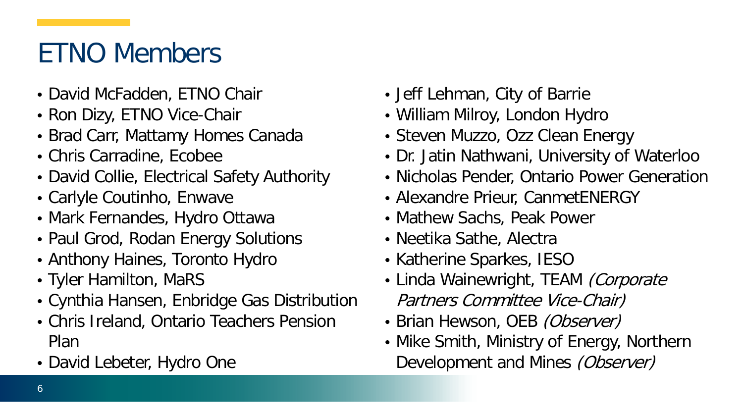# ETNO Members

- David McFadden, ETNO Chair
- Ron Dizy, ETNO Vice-Chair
- Brad Carr, Mattamy Homes Canada
- Chris Carradine, Ecobee
- David Collie, Electrical Safety Authority
- Carlyle Coutinho, Enwave
- Mark Fernandes, Hydro Ottawa
- Paul Grod, Rodan Energy Solutions
- Anthony Haines, Toronto Hydro
- Tyler Hamilton, MaRS
- Cynthia Hansen, Enbridge Gas Distribution
- Chris Ireland, Ontario Teachers Pension Plan
- David Lebeter, Hydro One
- Jeff Lehman, City of Barrie
- William Milroy, London Hydro
- Steven Muzzo, Ozz Clean Energy
- Dr. Jatin Nathwani, University of Waterloo
- Nicholas Pender, Ontario Power Generation
- Alexandre Prieur, CanmetENERGY
- Mathew Sachs, Peak Power
- Neetika Sathe, Alectra
- Katherine Sparkes, IESO
- Linda Wainewright, TEAM *(Corporate Partners Committee Vice-Chair)*
- Brian Hewson, OEB *(Observer)*
- Mike Smith, Ministry of Energy, Northern Development and Mines *(Observer)*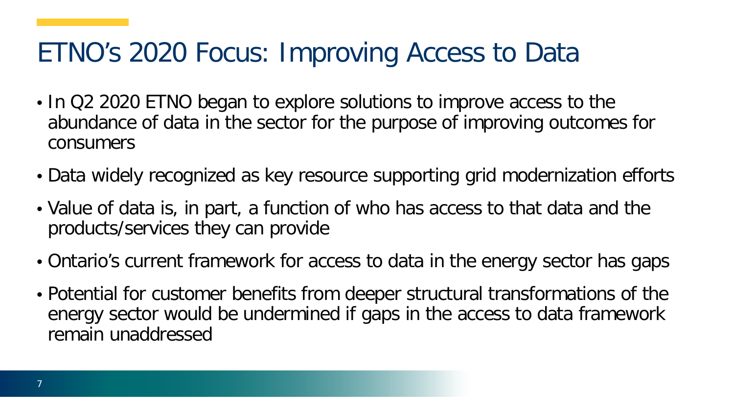# ETNO's 2020 Focus: Improving Access to Data

- In Q2 2020 ETNO began to explore solutions to improve access to the abundance of data in the sector for the purpose of improving outcomes for consumers
- Data widely recognized as key resource supporting grid modernization efforts
- Value of data is, in part, a function of who has access to that data and the products/services they can provide
- Ontario's current framework for access to data in the energy sector has gaps
- Potential for customer benefits from deeper structural transformations of the energy sector would be undermined if gaps in the access to data framework remain unaddressed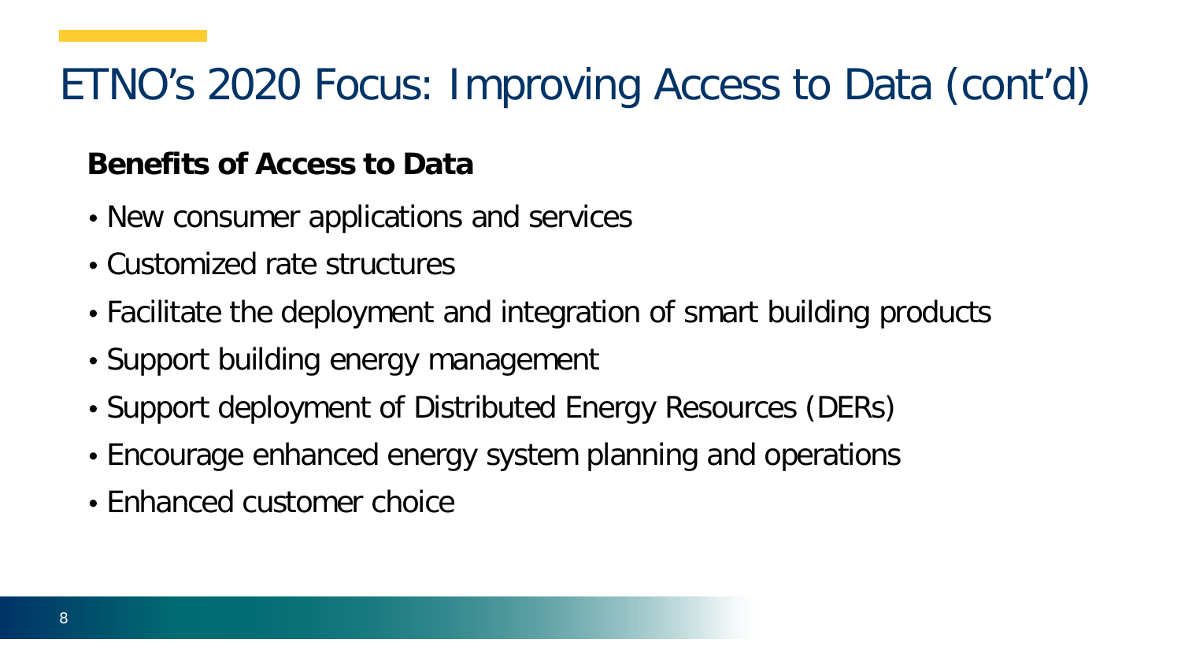# ETNO's 2020 Focus: Improving Access to Data (cont'd)

**Benefits of Access to Data**

- New consumer applications and services
- Customized rate structures
- Facilitate the deployment and integration of smart building products
- Support building energy management
- Support deployment of Distributed Energy Resources (DERs)
- Encourage enhanced energy system planning and operations
- Enhanced customer choice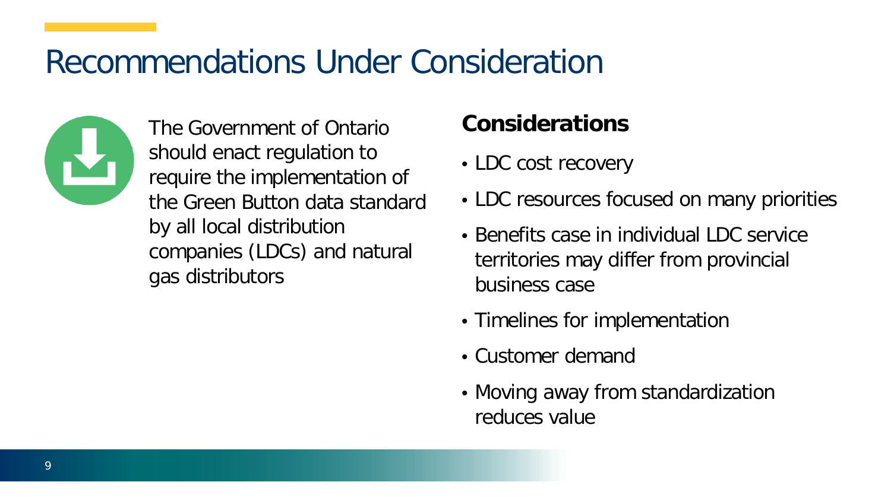# Recommendations Under Consideration

The Government of Ontario should enact regulation to require the implementation of the Green Button data standard by all local distribution companies (LDCs) and natural gas distributors

## Considerations

- LDC cost recovery
- LDC resources focused on many priorities
- Benefits case in individual LDC service territories may differ from provincial business case
- Timelines for implementation
- Customer demand
- Moving away from standardization reduces value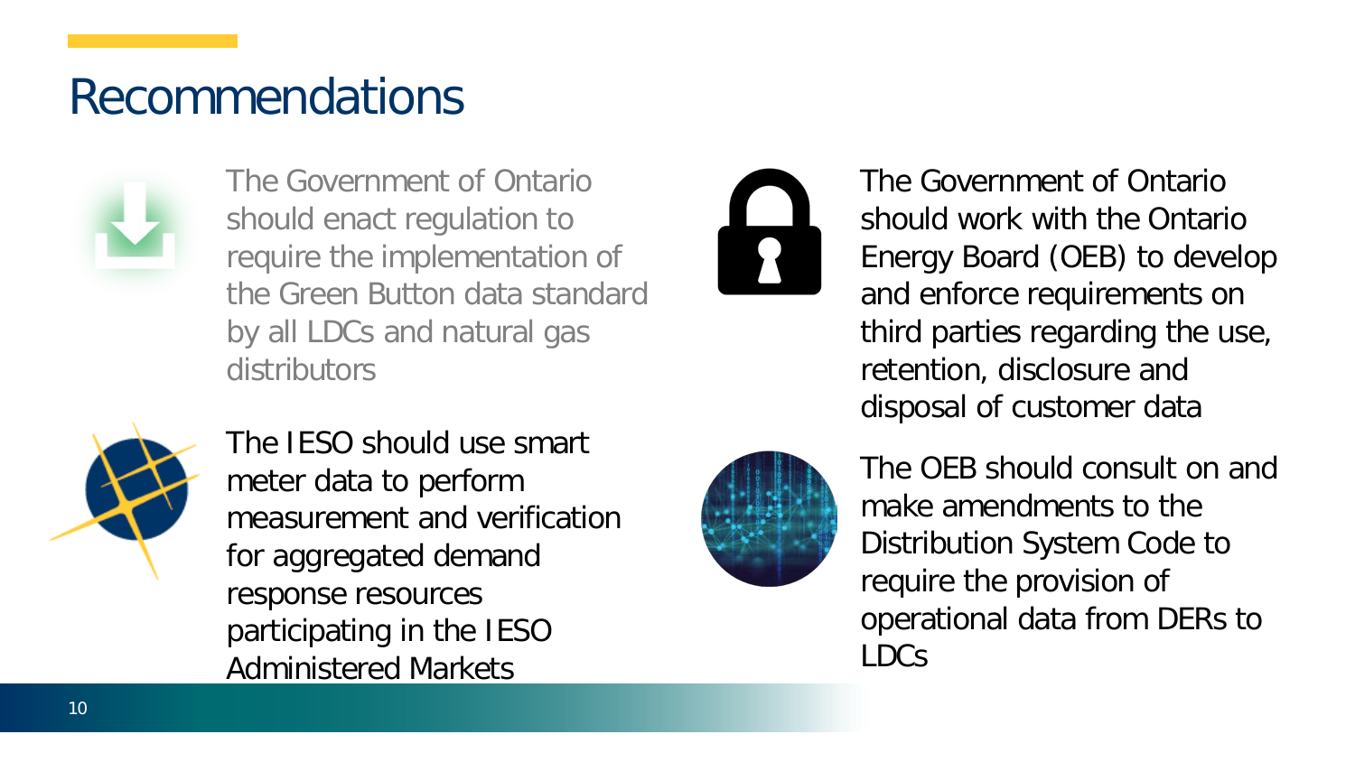# Recommendations

The Government of Ontario should enact regulation to require the implementation of the Green Button data standard by all LDCs and natural gas distributors

The IESO should use smart meter data to perform measurement and verification for aggregated demand response resources participating in the IESO Administered Markets

The Government of Ontario should work with the Ontario Energy Board (OEB) to develop and enforce requirements on third parties regarding the use, retention, disclosure and disposal of customer data

The OEB should consult on and make amendments to the Distribution System Code to require the provision of operational data from DERs to LDCs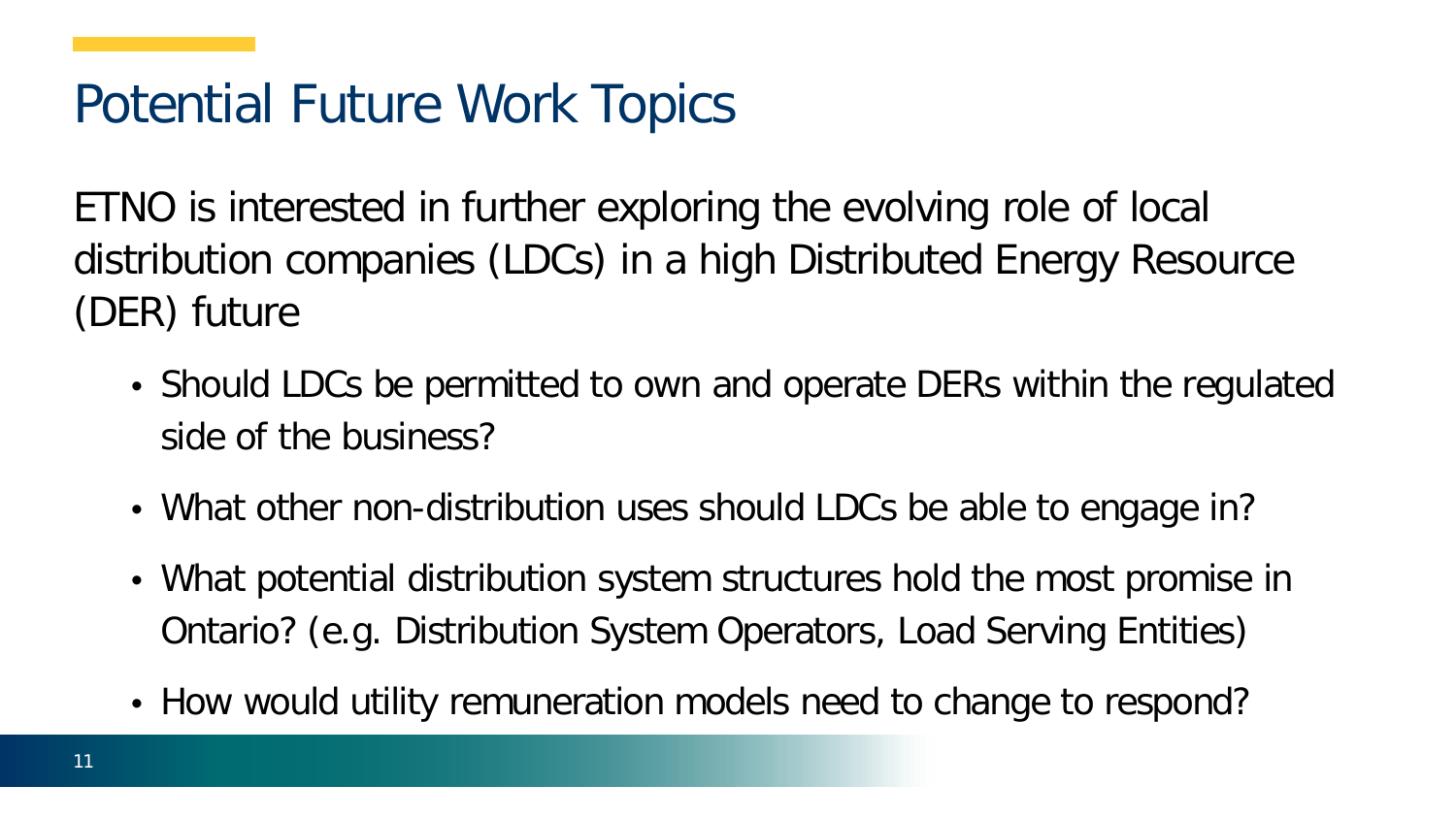# Potential Future Work Topics

ETNO is interested in further exploring the evolving role of local distribution companies (LDCs) in a high Distributed Energy Resource (DER) future

- Should LDCs be permitted to own and operate DERs within the regulated side of the business?
- What other non-distribution uses should LDCs be able to engage in?
- What potential distribution system structures hold the most promise in Ontario? (e.g. Distribution System Operators, Load Serving Entities)
- How would utility remuneration models need to change to respond?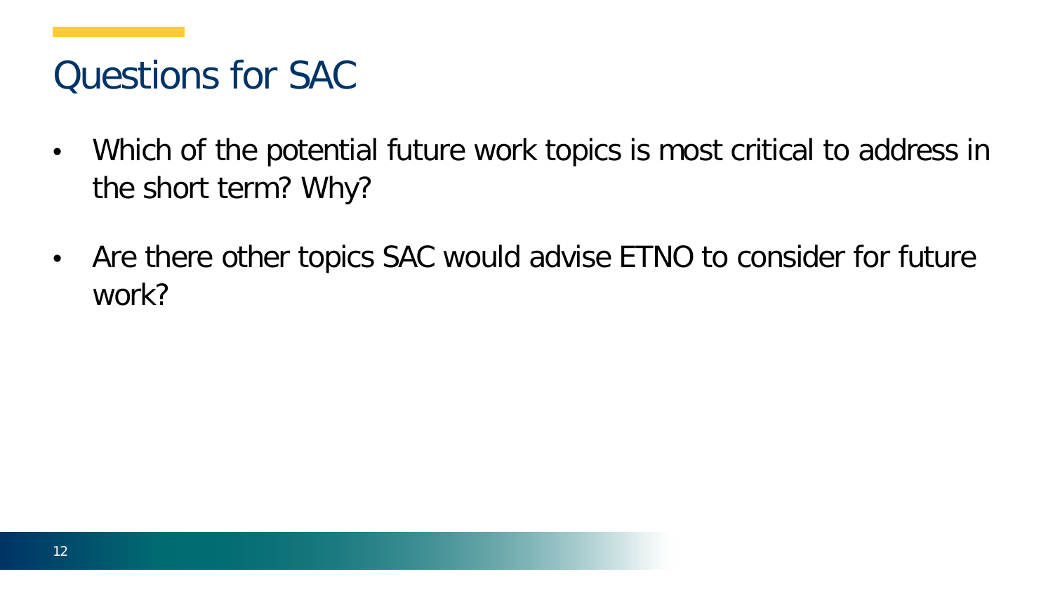# Questions for SAC

- Which of the potential future work topics is most critical to address in the short term? Why?
- Are there other topics SAC would advise ETNO to consider for future work?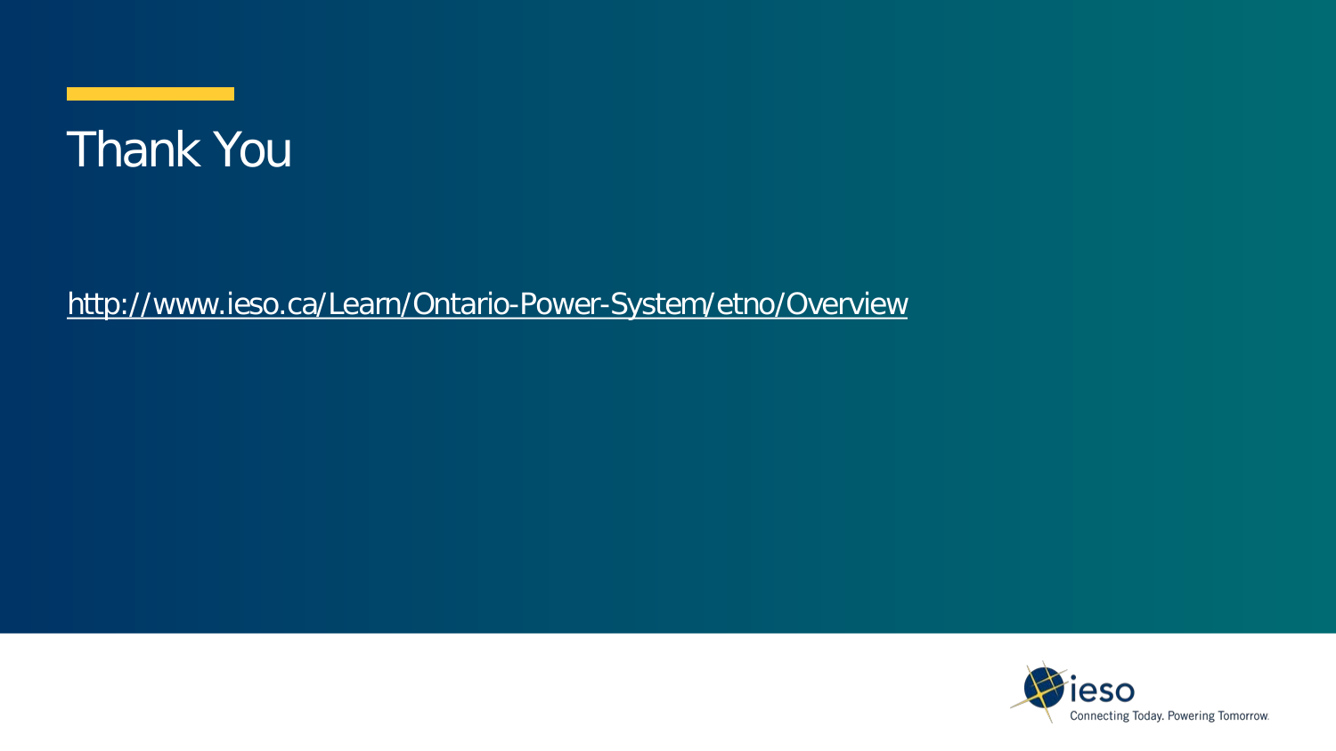# Thank You

http://www.ieso.ca/Learn/Ontario-Power-System/etno/Overview

ieso

Connecting Today. Powering Tomorrow.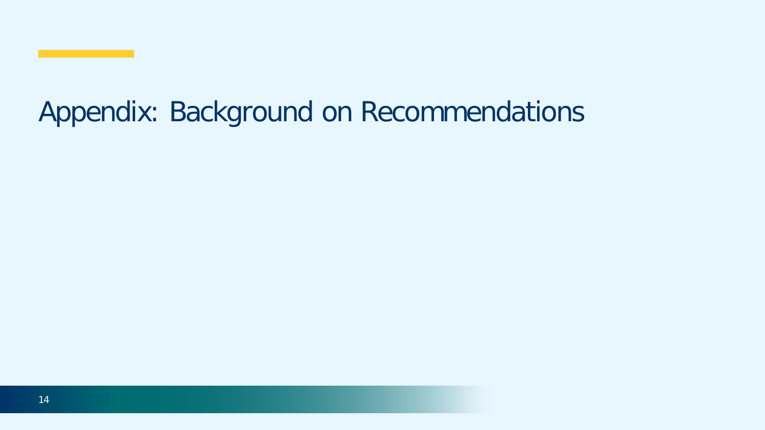# Appendix: Background on Recommendations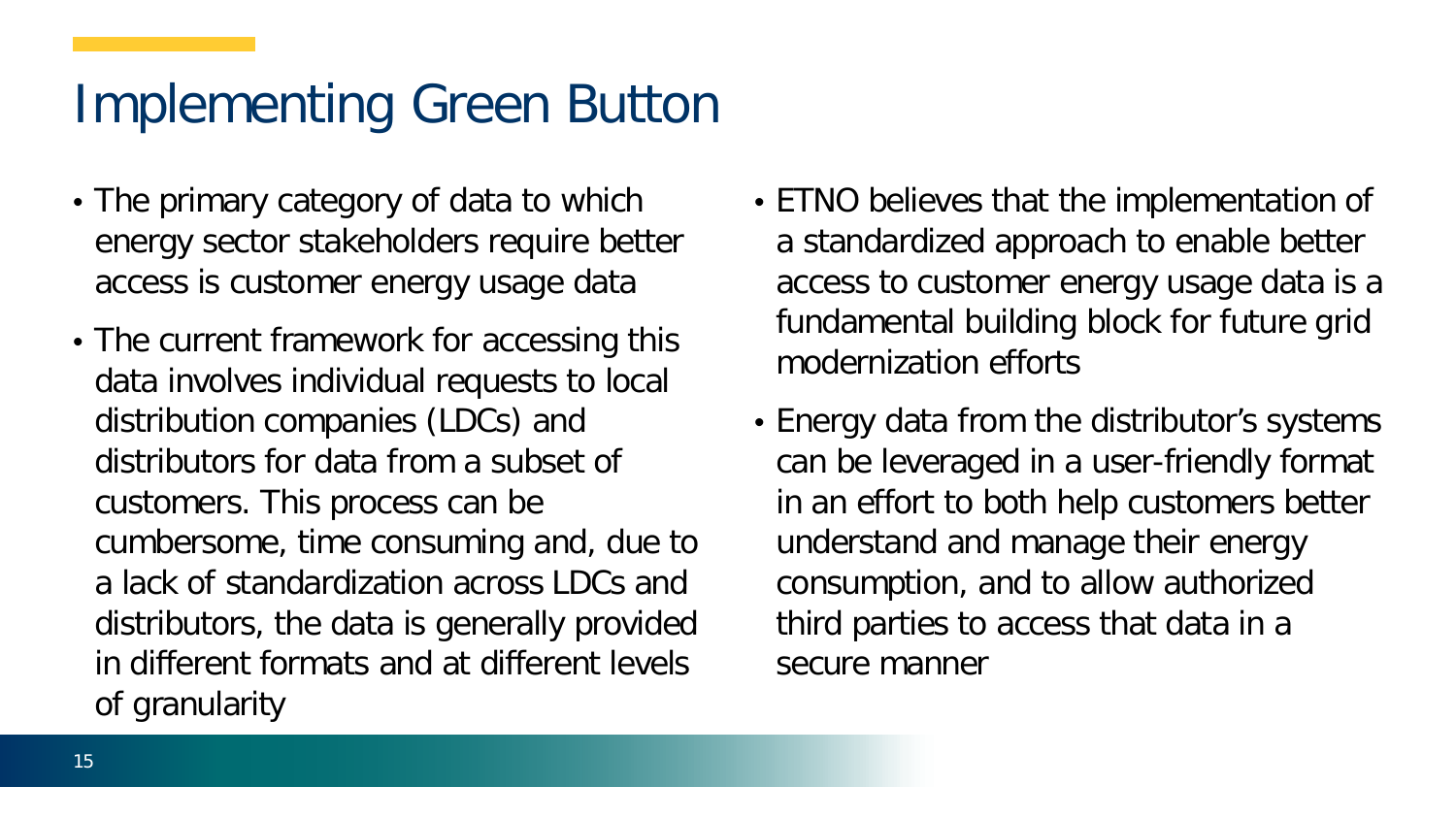# Implementing Green Button

- The primary category of data to which energy sector stakeholders require better access is customer energy usage data
- The current framework for accessing this data involves individual requests to local distribution companies (LDCs) and distributors for data from a subset of customers. This process can be cumbersome, time consuming and, due to a lack of standardization across LDCs and distributors, the data is generally provided in different formats and at different levels of granularity
- ETNO believes that the implementation of a standardized approach to enable better access to customer energy usage data is a fundamental building block for future grid modernization efforts
- Energy data from the distributor's systems can be leveraged in a user-friendly format in an effort to both help customers better understand and manage their energy consumption, and to allow authorized third parties to access that data in a secure manner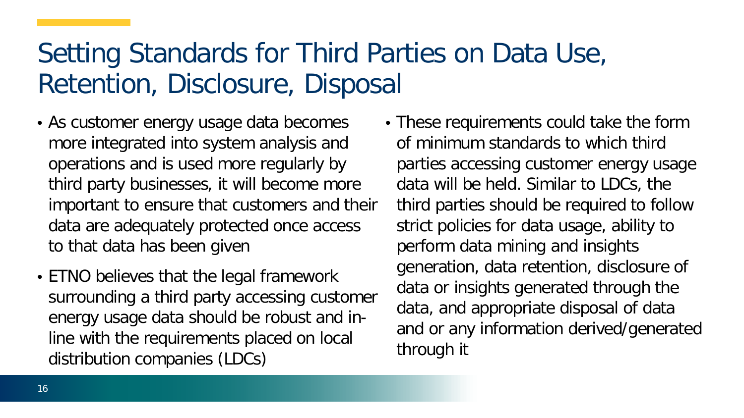# Setting Standards for Third Parties on Data Use, Retention, Disclosure, Disposal

- As customer energy usage data becomes more integrated into system analysis and operations and is used more regularly by third party businesses, it will become more important to ensure that customers and their data are adequately protected once access to that data has been given
- ETNO believes that the legal framework surrounding a third party accessing customer energy usage data should be robust and in-line with the requirements placed on local distribution companies (LDCs)
- These requirements could take the form of minimum standards to which third parties accessing customer energy usage data will be held. Similar to LDCs, the third parties should be required to follow strict policies for data usage, ability to perform data mining and insights generation, data retention, disclosure of data or insights generated through the data, and appropriate disposal of data and or any information derived/generated through it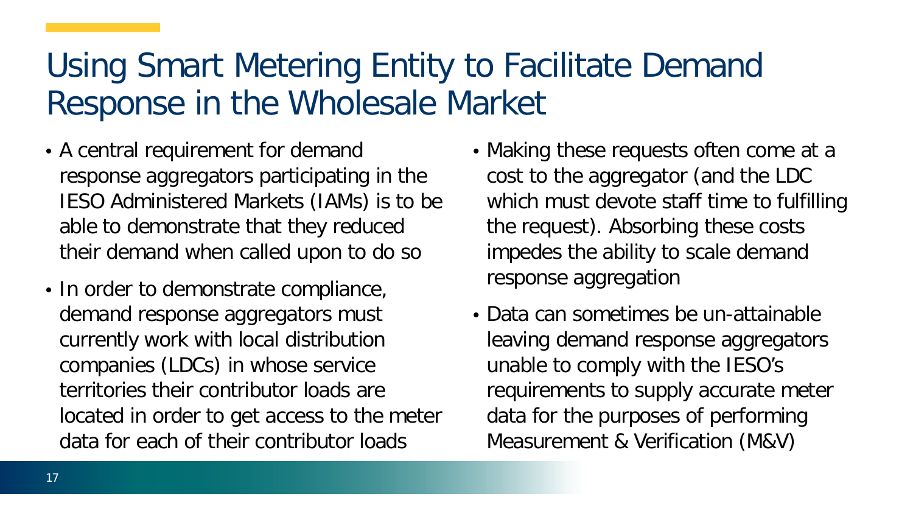# Using Smart Metering Entity to Facilitate Demand Response in the Wholesale Market

- A central requirement for demand response aggregators participating in the IESO Administered Markets (IAMs) is to be able to demonstrate that they reduced their demand when called upon to do so
- In order to demonstrate compliance, demand response aggregators must currently work with local distribution companies (LDCs) in whose service territories their contributor loads are located in order to get access to the meter data for each of their contributor loads
- Making these requests often come at a cost to the aggregator (and the LDC which must devote staff time to fulfilling the request). Absorbing these costs impedes the ability to scale demand response aggregation
- Data can sometimes be un-attainable leaving demand response aggregators unable to comply with the IESO's requirements to supply accurate meter data for the purposes of performing Measurement & Verification (M&V)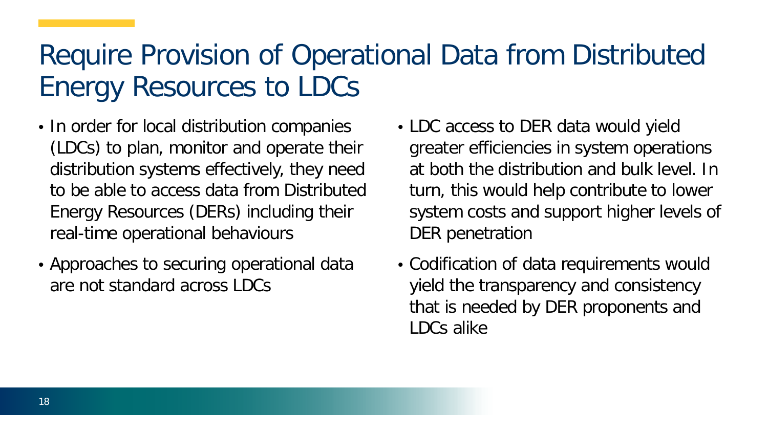# Require Provision of Operational Data from Distributed Energy Resources to LDCs

- In order for local distribution companies (LDCs) to plan, monitor and operate their distribution systems effectively, they need to be able to access data from Distributed Energy Resources (DERs) including their real-time operational behaviours
- Approaches to securing operational data are not standard across LDCs
- LDC access to DER data would yield greater efficiencies in system operations at both the distribution and bulk level. In turn, this would help contribute to lower system costs and support higher levels of DER penetration
- Codification of data requirements would yield the transparency and consistency that is needed by DER proponents and LDCs alike